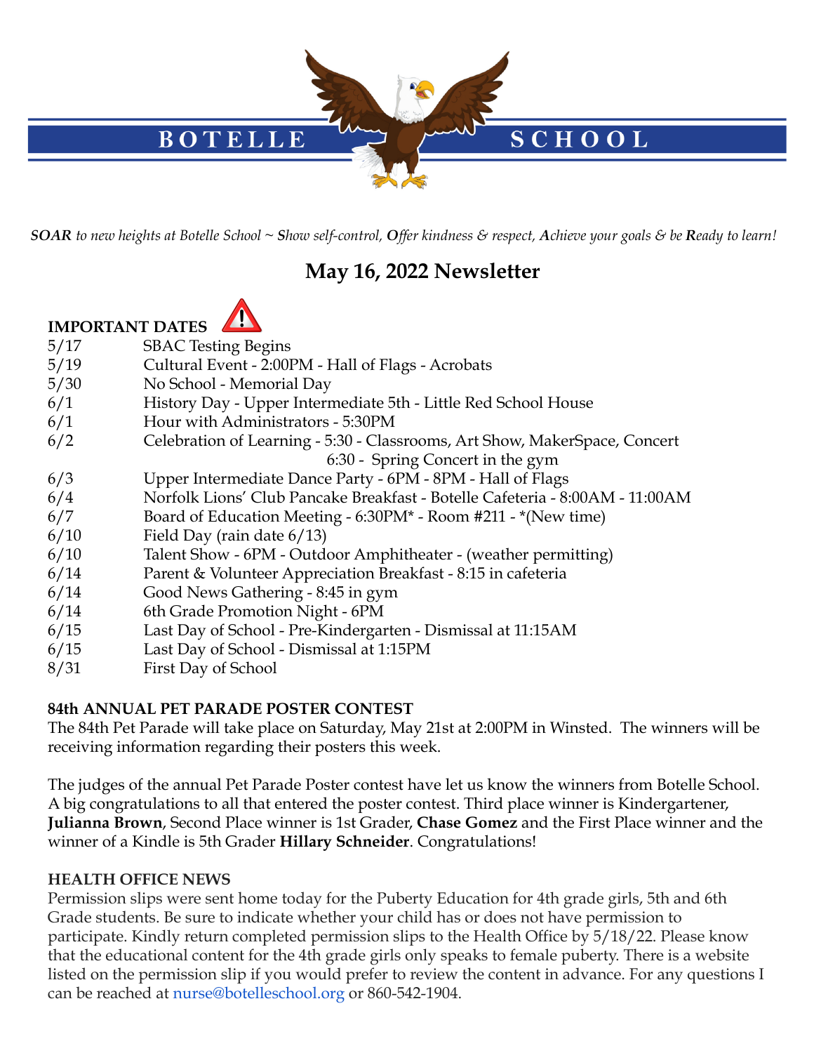# BOTELLE SCHOOL

***SOAR** to new heights at Botelle School ~ **S**how self-control, **O**ffer kindness & respect, **A**chieve your goals & be **R**eady to learn!*

## May 16, 2022 Newsletter

**IMPORTANT DATES**

| | |
|---|---|
| 5/17 | SBAC Testing Begins |
| 5/19 | Cultural Event - 2:00PM - Hall of Flags - Acrobats |
| 5/30 | No School - Memorial Day |
| 6/1 | History Day - Upper Intermediate 5th - Little Red School House |
| 6/1 | Hour with Administrators - 5:30PM |
| 6/2 | Celebration of Learning - 5:30 - Classrooms, Art Show, MakerSpace, Concert<br>6:30 - Spring Concert in the gym |
| 6/3 | Upper Intermediate Dance Party - 6PM - 8PM - Hall of Flags |
| 6/4 | Norfolk Lions' Club Pancake Breakfast - Botelle Cafeteria - 8:00AM - 11:00AM |
| 6/7 | Board of Education Meeting - 6:30PM* - Room #211 - *(New time) |
| 6/10 | Field Day (rain date 6/13) |
| 6/10 | Talent Show - 6PM - Outdoor Amphitheater - (weather permitting) |
| 6/14 | Parent & Volunteer Appreciation Breakfast - 8:15 in cafeteria |
| 6/14 | Good News Gathering - 8:45 in gym |
| 6/14 | 6th Grade Promotion Night - 6PM |
| 6/15 | Last Day of School - Pre-Kindergarten - Dismissal at 11:15AM |
| 6/15 | Last Day of School - Dismissal at 1:15PM |
| 8/31 | First Day of School |

**84th ANNUAL PET PARADE POSTER CONTEST**

The 84th Pet Parade will take place on Saturday, May 21st at 2:00PM in Winsted. The winners will be receiving information regarding their posters this week.

The judges of the annual Pet Parade Poster contest have let us know the winners from Botelle School. A big congratulations to all that entered the poster contest. Third place winner is Kindergartener, **Julianna Brown**, Second Place winner is 1st Grader, **Chase Gomez** and the First Place winner and the winner of a Kindle is 5th Grader **Hillary Schneider**. Congratulations!

**HEALTH OFFICE NEWS**

Permission slips were sent home today for the Puberty Education for 4th grade girls, 5th and 6th Grade students. Be sure to indicate whether your child has or does not have permission to participate. Kindly return completed permission slips to the Health Office by 5/18/22. Please know that the educational content for the 4th grade girls only speaks to female puberty. There is a website listed on the permission slip if you would prefer to review the content in advance. For any questions I can be reached at nurse@botelleschool.org or 860-542-1904.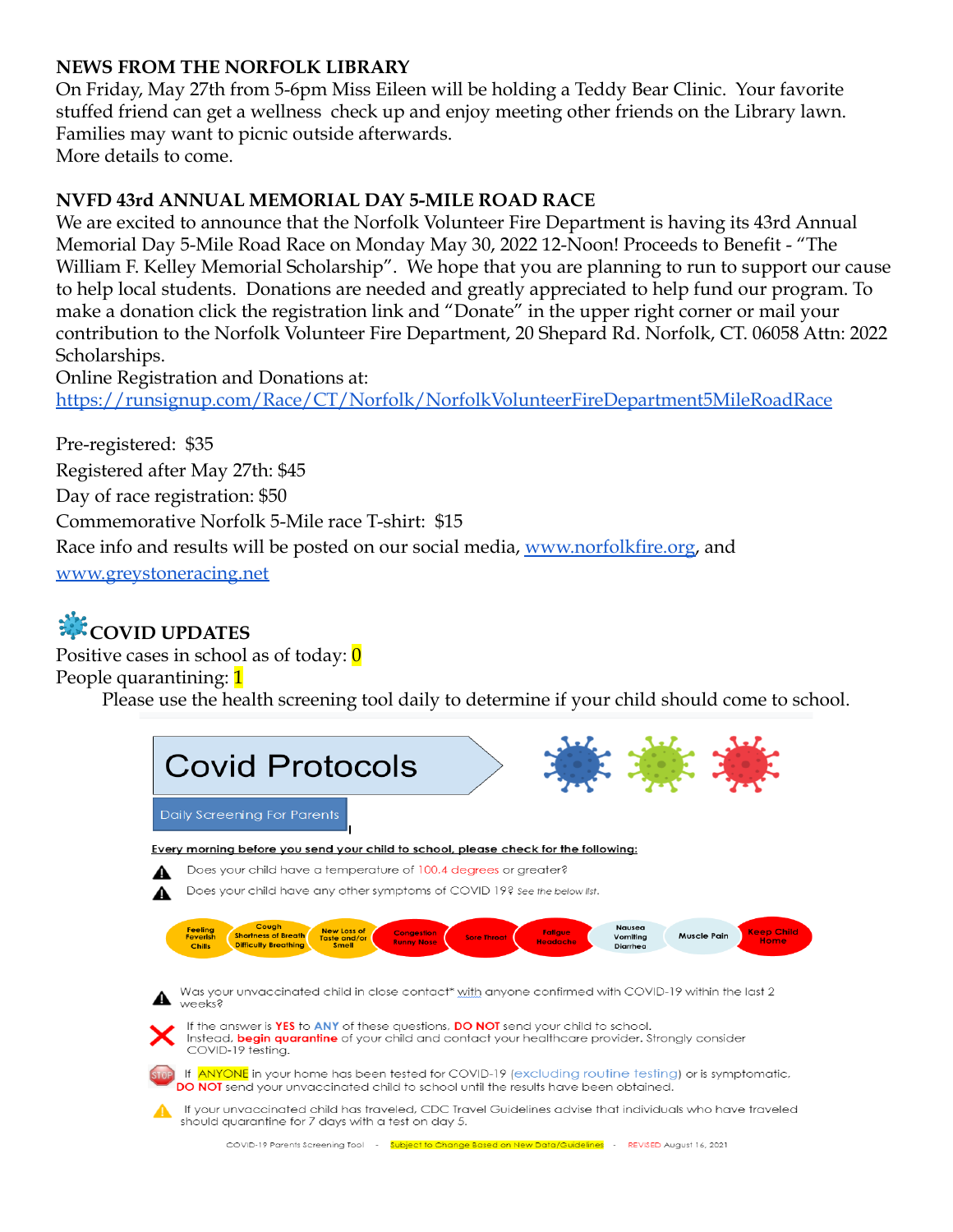**NEWS FROM THE NORFOLK LIBRARY**

On Friday, May 27th from 5-6pm Miss Eileen will be holding a Teddy Bear Clinic. Your favorite stuffed friend can get a wellness check up and enjoy meeting other friends on the Library lawn. Families may want to picnic outside afterwards.
More details to come.

**NVFD 43rd ANNUAL MEMORIAL DAY 5-MILE ROAD RACE**

We are excited to announce that the Norfolk Volunteer Fire Department is having its 43rd Annual Memorial Day 5-Mile Road Race on Monday May 30, 2022 12-Noon! Proceeds to Benefit - "The William F. Kelley Memorial Scholarship". We hope that you are planning to run to support our cause to help local students. Donations are needed and greatly appreciated to help fund our program. To make a donation click the registration link and "Donate" in the upper right corner or mail your contribution to the Norfolk Volunteer Fire Department, 20 Shepard Rd. Norfolk, CT. 06058 Attn: 2022 Scholarships.
Online Registration and Donations at:
https://runsignup.com/Race/CT/Norfolk/NorfolkVolunteerFireDepartment5MileRoadRace

Pre-registered: $35
Registered after May 27th: $45
Day of race registration: $50
Commemorative Norfolk 5-Mile race T-shirt: $15
Race info and results will be posted on our social media, www.norfolkfire.org, and www.greystoneracing.net

**COVID UPDATES**

Positive cases in school as of today: 0
People quarantining: 1

Please use the health screening tool daily to determine if your child should come to school.

# Covid Protocols

Daily Screening For Parents

Every morning before you send your child to school, please check for the following:

- Does your child have a temperature of 100.4 degrees or greater?
- Does your child have any other symptoms of COVID 19? *See the below list.*

Feeling Feverish Chills | Cough Shortness of Breath Difficulty Breathing | New Loss of Taste and/or Smell | Congestion Runny Nose | Sore Throat | Fatigue Headache | Nausea Vomiting Diarrhea | Muscle Pain | Keep Child Home

- Was your unvaccinated child in close contact* with anyone confirmed with COVID-19 within the last 2 weeks?

If the answer is **YES** to **ANY** of these questions, **DO NOT** send your child to school. Instead, **begin quarantine** of your child and contact your healthcare provider. Strongly consider COVID-19 testing.

If ANYONE in your home has been tested for COVID-19 (excluding routine testing) or is symptomatic, **DO NOT** send your unvaccinated child to school until the results have been obtained.

If your unvaccinated child has traveled, CDC Travel Guidelines advise that individuals who have traveled should quarantine for 7 days with a test on day 5.

COVID-19 Parents Screening Tool - Subject to Change Based on New Data/Guidelines - REVISED August 16, 2021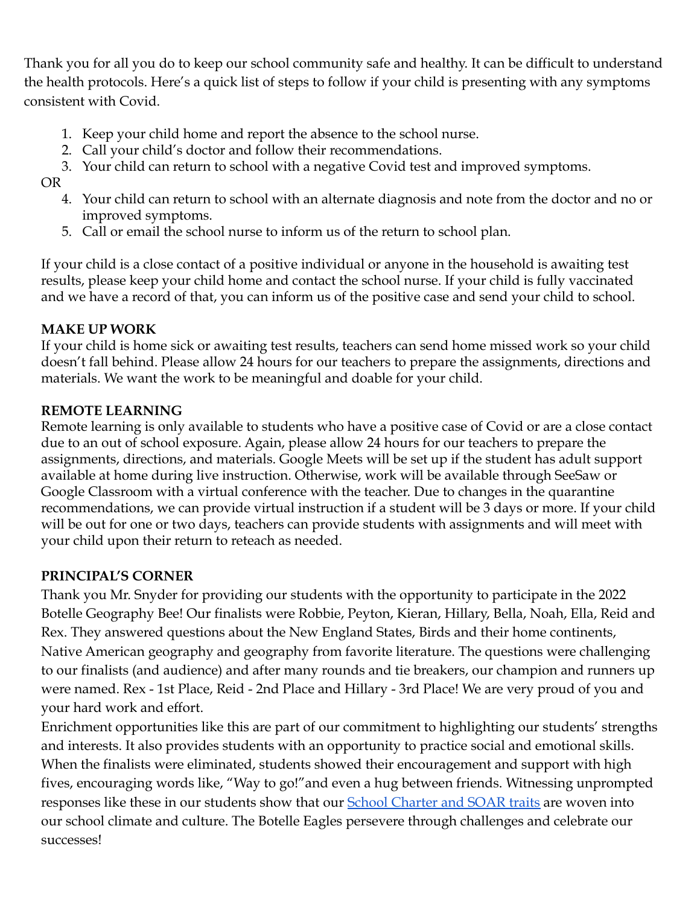Thank you for all you do to keep our school community safe and healthy. It can be difficult to understand the health protocols. Here's a quick list of steps to follow if your child is presenting with any symptoms consistent with Covid.

1. Keep your child home and report the absence to the school nurse.
2. Call your child's doctor and follow their recommendations.
3. Your child can return to school with a negative Covid test and improved symptoms.

OR

4. Your child can return to school with an alternate diagnosis and note from the doctor and no or improved symptoms.
5. Call or email the school nurse to inform us of the return to school plan.

If your child is a close contact of a positive individual or anyone in the household is awaiting test results, please keep your child home and contact the school nurse. If your child is fully vaccinated and we have a record of that, you can inform us of the positive case and send your child to school.

**MAKE UP WORK**

If your child is home sick or awaiting test results, teachers can send home missed work so your child doesn't fall behind. Please allow 24 hours for our teachers to prepare the assignments, directions and materials. We want the work to be meaningful and doable for your child.

**REMOTE LEARNING**

Remote learning is only available to students who have a positive case of Covid or are a close contact due to an out of school exposure. Again, please allow 24 hours for our teachers to prepare the assignments, directions, and materials. Google Meets will be set up if the student has adult support available at home during live instruction. Otherwise, work will be available through SeeSaw or Google Classroom with a virtual conference with the teacher. Due to changes in the quarantine recommendations, we can provide virtual instruction if a student will be 3 days or more. If your child will be out for one or two days, teachers can provide students with assignments and will meet with your child upon their return to reteach as needed.

**PRINCIPAL'S CORNER**

Thank you Mr. Snyder for providing our students with the opportunity to participate in the 2022 Botelle Geography Bee! Our finalists were Robbie, Peyton, Kieran, Hillary, Bella, Noah, Ella, Reid and Rex. They answered questions about the New England States, Birds and their home continents, Native American geography and geography from favorite literature. The questions were challenging to our finalists (and audience) and after many rounds and tie breakers, our champion and runners up were named. Rex - 1st Place, Reid - 2nd Place and Hillary - 3rd Place! We are very proud of you and your hard work and effort.

Enrichment opportunities like this are part of our commitment to highlighting our students' strengths and interests. It also provides students with an opportunity to practice social and emotional skills. When the finalists were eliminated, students showed their encouragement and support with high fives, encouraging words like, "Way to go!"and even a hug between friends. Witnessing unprompted responses like these in our students show that our School Charter and SOAR traits are woven into our school climate and culture. The Botelle Eagles persevere through challenges and celebrate our successes!